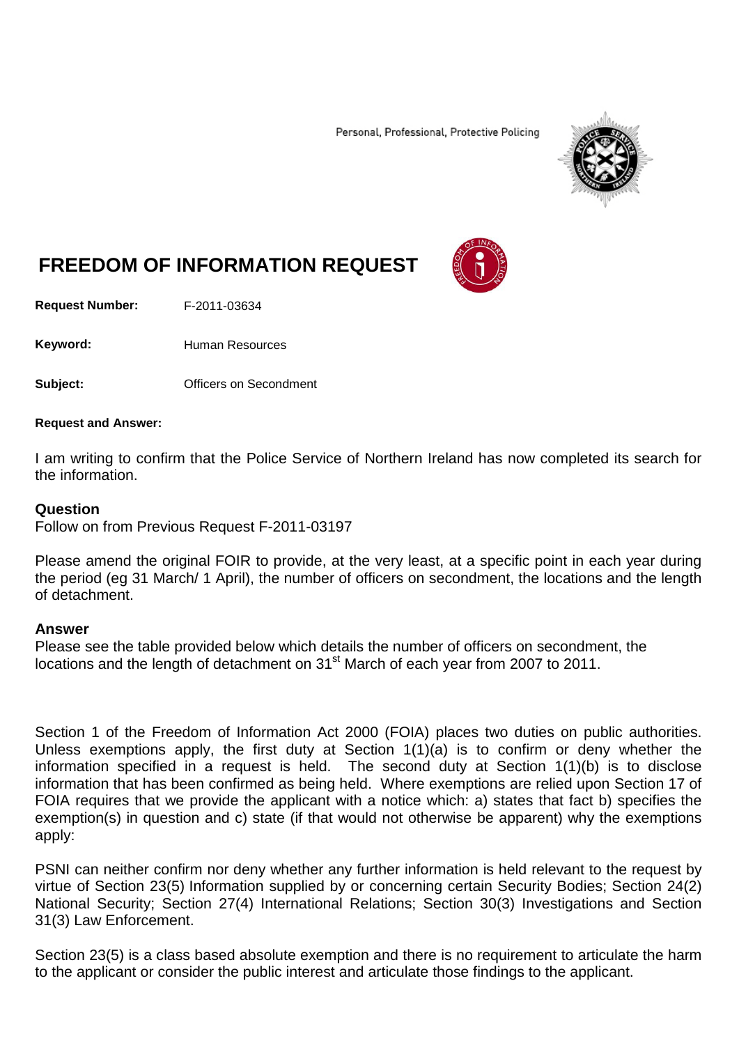Personal, Professional, Protective Policing

# FREEDOM OF INFORMATION REQUEST

**Request Number:** F-2011-03634

**Keyword:** Human Resources

**Subject:** Officers on Secondment

**Request and Answer:**

I am writing to confirm that the Police Service of Northern Ireland has now completed its search for the information.

### Question

Follow on from Previous Request F-2011-03197

Please amend the original FOIR to provide, at the very least, at a specific point in each year during the period (eg 31 March/ 1 April), the number of officers on secondment, the locations and the length of detachment.

### Answer

Please see the table provided below which details the number of officers on secondment, the locations and the length of detachment on 31st March of each year from 2007 to 2011.

Section 1 of the Freedom of Information Act 2000 (FOIA) places two duties on public authorities. Unless exemptions apply, the first duty at Section 1(1)(a) is to confirm or deny whether the information specified in a request is held. The second duty at Section 1(1)(b) is to disclose information that has been confirmed as being held. Where exemptions are relied upon Section 17 of FOIA requires that we provide the applicant with a notice which: a) states that fact b) specifies the exemption(s) in question and c) state (if that would not otherwise be apparent) why the exemptions apply:

PSNI can neither confirm nor deny whether any further information is held relevant to the request by virtue of Section 23(5) Information supplied by or concerning certain Security Bodies; Section 24(2) National Security; Section 27(4) International Relations; Section 30(3) Investigations and Section 31(3) Law Enforcement.

Section 23(5) is a class based absolute exemption and there is no requirement to articulate the harm to the applicant or consider the public interest and articulate those findings to the applicant.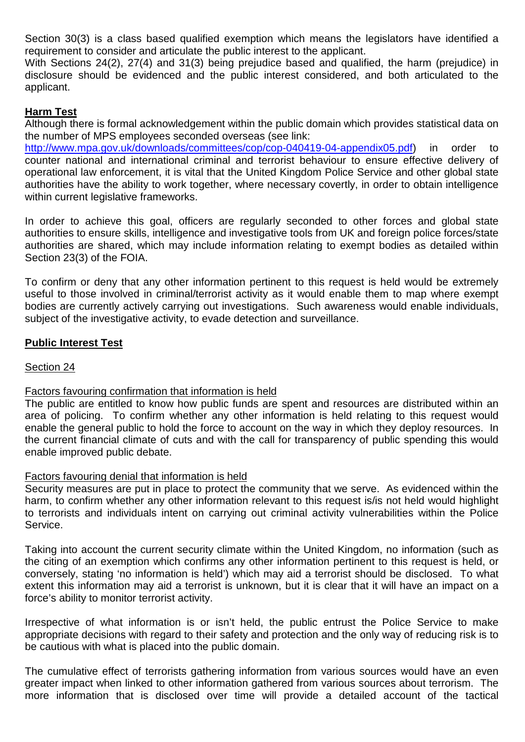Section 30(3) is a class based qualified exemption which means the legislators have identified a requirement to consider and articulate the public interest to the applicant.
With Sections 24(2), 27(4) and 31(3) being prejudice based and qualified, the harm (prejudice) in disclosure should be evidenced and the public interest considered, and both articulated to the applicant.

**Harm Test**

Although there is formal acknowledgement within the public domain which provides statistical data on the number of MPS employees seconded overseas (see link: http://www.mpa.gov.uk/downloads/committees/cop/cop-040419-04-appendix05.pdf) in order to counter national and international criminal and terrorist behaviour to ensure effective delivery of operational law enforcement, it is vital that the United Kingdom Police Service and other global state authorities have the ability to work together, where necessary covertly, in order to obtain intelligence within current legislative frameworks.

In order to achieve this goal, officers are regularly seconded to other forces and global state authorities to ensure skills, intelligence and investigative tools from UK and foreign police forces/state authorities are shared, which may include information relating to exempt bodies as detailed within Section 23(3) of the FOIA.

To confirm or deny that any other information pertinent to this request is held would be extremely useful to those involved in criminal/terrorist activity as it would enable them to map where exempt bodies are currently actively carrying out investigations. Such awareness would enable individuals, subject of the investigative activity, to evade detection and surveillance.

**Public Interest Test**

Section 24

Factors favouring confirmation that information is held

The public are entitled to know how public funds are spent and resources are distributed within an area of policing. To confirm whether any other information is held relating to this request would enable the general public to hold the force to account on the way in which they deploy resources. In the current financial climate of cuts and with the call for transparency of public spending this would enable improved public debate.

Factors favouring denial that information is held

Security measures are put in place to protect the community that we serve. As evidenced within the harm, to confirm whether any other information relevant to this request is/is not held would highlight to terrorists and individuals intent on carrying out criminal activity vulnerabilities within the Police Service.

Taking into account the current security climate within the United Kingdom, no information (such as the citing of an exemption which confirms any other information pertinent to this request is held, or conversely, stating 'no information is held') which may aid a terrorist should be disclosed. To what extent this information may aid a terrorist is unknown, but it is clear that it will have an impact on a force's ability to monitor terrorist activity.

Irrespective of what information is or isn't held, the public entrust the Police Service to make appropriate decisions with regard to their safety and protection and the only way of reducing risk is to be cautious with what is placed into the public domain.

The cumulative effect of terrorists gathering information from various sources would have an even greater impact when linked to other information gathered from various sources about terrorism. The more information that is disclosed over time will provide a detailed account of the tactical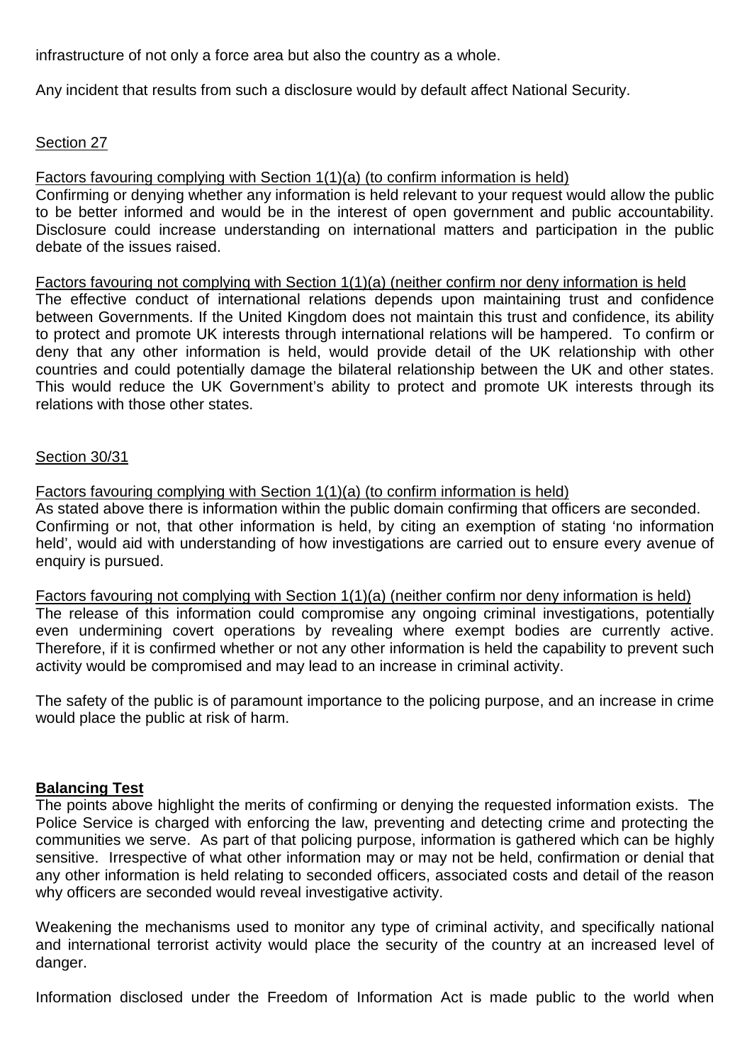infrastructure of not only a force area but also the country as a whole.

Any incident that results from such a disclosure would by default affect National Security.

Section 27

Factors favouring complying with Section 1(1)(a) (to confirm information is held)
Confirming or denying whether any information is held relevant to your request would allow the public to be better informed and would be in the interest of open government and public accountability. Disclosure could increase understanding on international matters and participation in the public debate of the issues raised.

Factors favouring not complying with Section 1(1)(a) (neither confirm nor deny information is held
The effective conduct of international relations depends upon maintaining trust and confidence between Governments. If the United Kingdom does not maintain this trust and confidence, its ability to protect and promote UK interests through international relations will be hampered. To confirm or deny that any other information is held, would provide detail of the UK relationship with other countries and could potentially damage the bilateral relationship between the UK and other states. This would reduce the UK Government's ability to protect and promote UK interests through its relations with those other states.

Section 30/31

Factors favouring complying with Section 1(1)(a) (to confirm information is held)
As stated above there is information within the public domain confirming that officers are seconded. Confirming or not, that other information is held, by citing an exemption of stating 'no information held', would aid with understanding of how investigations are carried out to ensure every avenue of enquiry is pursued.

Factors favouring not complying with Section 1(1)(a) (neither confirm nor deny information is held)
The release of this information could compromise any ongoing criminal investigations, potentially even undermining covert operations by revealing where exempt bodies are currently active. Therefore, if it is confirmed whether or not any other information is held the capability to prevent such activity would be compromised and may lead to an increase in criminal activity.

The safety of the public is of paramount importance to the policing purpose, and an increase in crime would place the public at risk of harm.

**Balancing Test**
The points above highlight the merits of confirming or denying the requested information exists. The Police Service is charged with enforcing the law, preventing and detecting crime and protecting the communities we serve. As part of that policing purpose, information is gathered which can be highly sensitive. Irrespective of what other information may or may not be held, confirmation or denial that any other information is held relating to seconded officers, associated costs and detail of the reason why officers are seconded would reveal investigative activity.

Weakening the mechanisms used to monitor any type of criminal activity, and specifically national and international terrorist activity would place the security of the country at an increased level of danger.

Information disclosed under the Freedom of Information Act is made public to the world when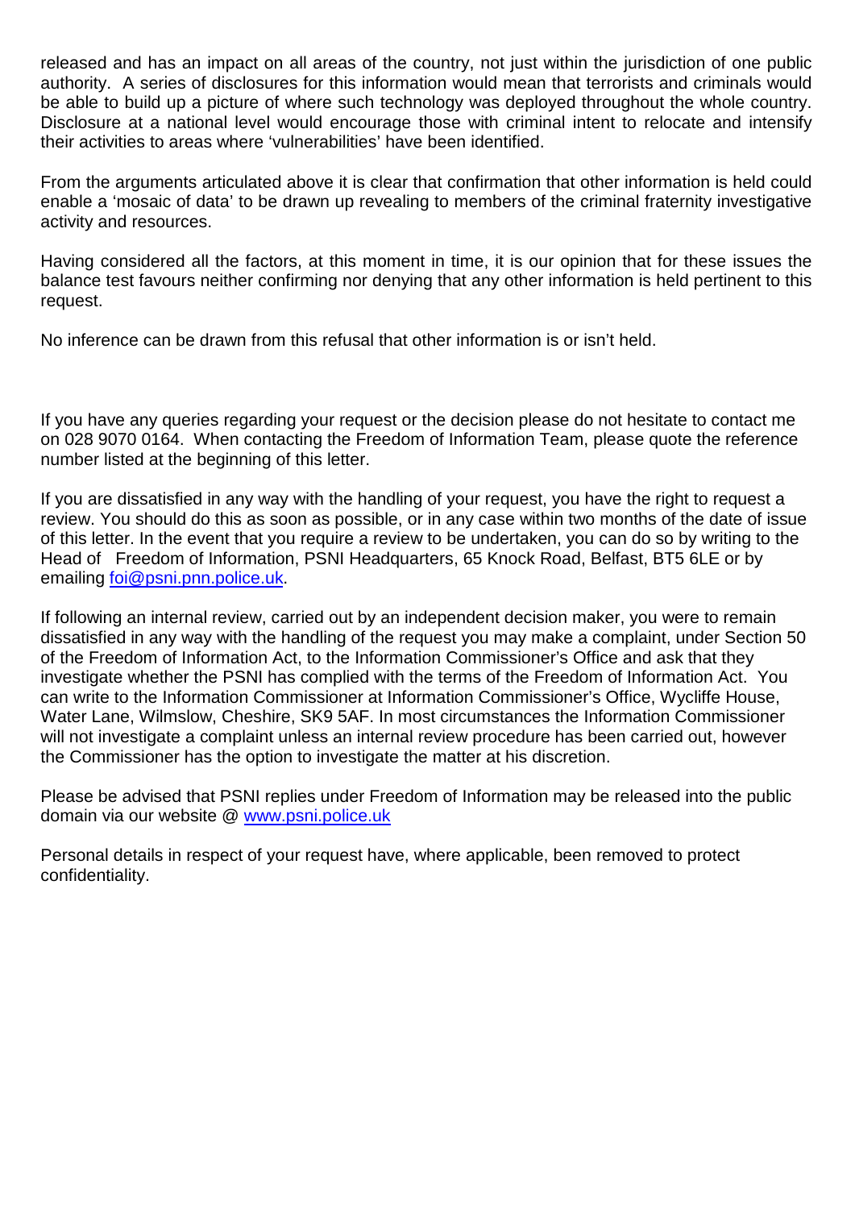released and has an impact on all areas of the country, not just within the jurisdiction of one public authority. A series of disclosures for this information would mean that terrorists and criminals would be able to build up a picture of where such technology was deployed throughout the whole country. Disclosure at a national level would encourage those with criminal intent to relocate and intensify their activities to areas where 'vulnerabilities' have been identified.

From the arguments articulated above it is clear that confirmation that other information is held could enable a 'mosaic of data' to be drawn up revealing to members of the criminal fraternity investigative activity and resources.

Having considered all the factors, at this moment in time, it is our opinion that for these issues the balance test favours neither confirming nor denying that any other information is held pertinent to this request.

No inference can be drawn from this refusal that other information is or isn't held.

If you have any queries regarding your request or the decision please do not hesitate to contact me on 028 9070 0164. When contacting the Freedom of Information Team, please quote the reference number listed at the beginning of this letter.

If you are dissatisfied in any way with the handling of your request, you have the right to request a review. You should do this as soon as possible, or in any case within two months of the date of issue of this letter. In the event that you require a review to be undertaken, you can do so by writing to the Head of Freedom of Information, PSNI Headquarters, 65 Knock Road, Belfast, BT5 6LE or by emailing foi@psni.pnn.police.uk.

If following an internal review, carried out by an independent decision maker, you were to remain dissatisfied in any way with the handling of the request you may make a complaint, under Section 50 of the Freedom of Information Act, to the Information Commissioner's Office and ask that they investigate whether the PSNI has complied with the terms of the Freedom of Information Act. You can write to the Information Commissioner at Information Commissioner's Office, Wycliffe House, Water Lane, Wilmslow, Cheshire, SK9 5AF. In most circumstances the Information Commissioner will not investigate a complaint unless an internal review procedure has been carried out, however the Commissioner has the option to investigate the matter at his discretion.

Please be advised that PSNI replies under Freedom of Information may be released into the public domain via our website @ www.psni.police.uk

Personal details in respect of your request have, where applicable, been removed to protect confidentiality.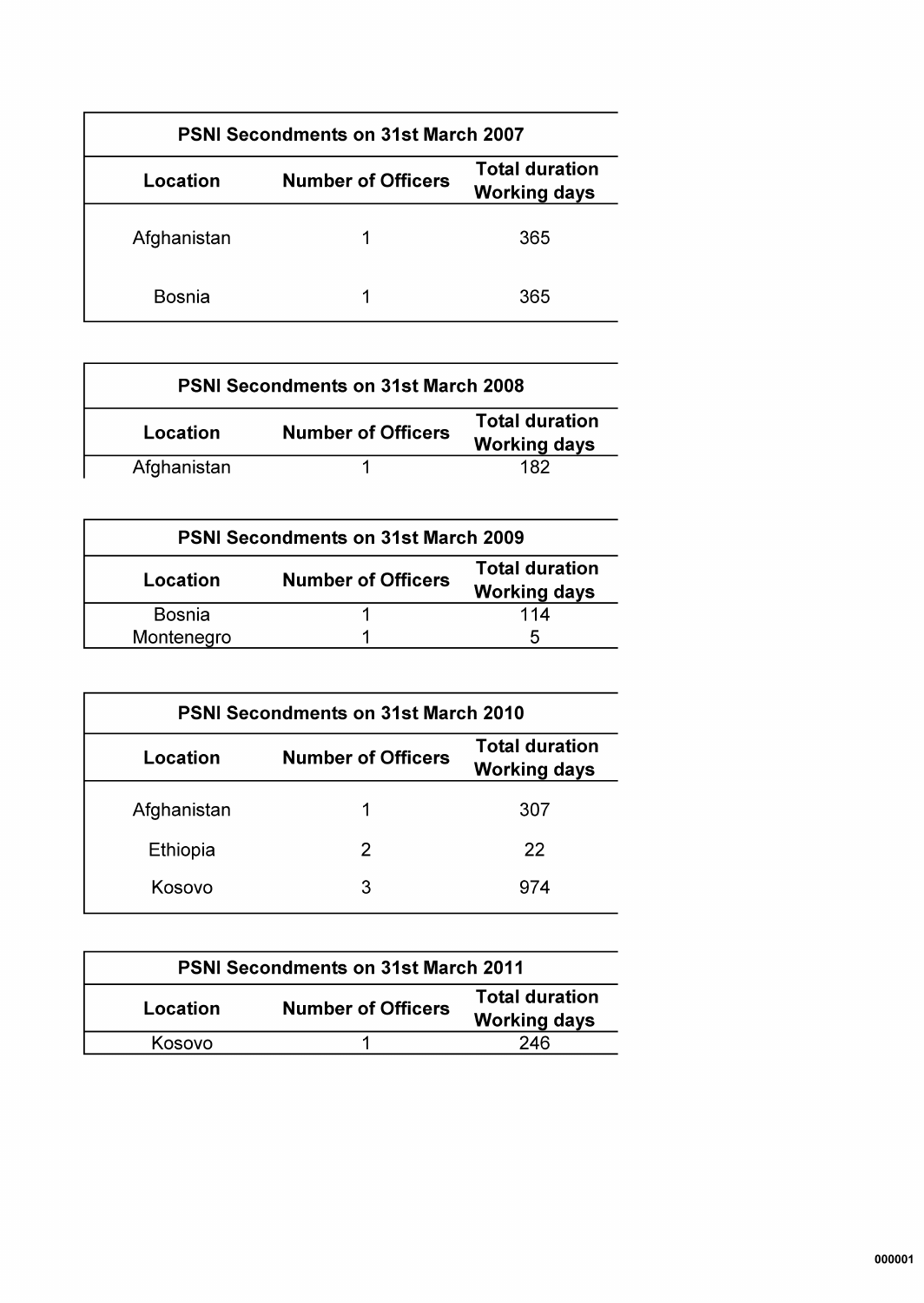| PSNI Secondments on 31st March 2007 | | |
|---|---|---|
| **Location** | **Number of Officers** | **Total duration Working days** |
| Afghanistan | 1 | 365 |
| Bosnia | 1 | 365 |

| PSNI Secondments on 31st March 2008 | | |
|---|---|---|
| **Location** | **Number of Officers** | **Total duration Working days** |
| Afghanistan | 1 | 182 |

| PSNI Secondments on 31st March 2009 | | |
|---|---|---|
| **Location** | **Number of Officers** | **Total duration Working days** |
| Bosnia | 1 | 114 |
| Montenegro | 1 | 5 |

| PSNI Secondments on 31st March 2010 | | |
|---|---|---|
| **Location** | **Number of Officers** | **Total duration Working days** |
| Afghanistan | 1 | 307 |
| Ethiopia | 2 | 22 |
| Kosovo | 3 | 974 |

| PSNI Secondments on 31st March 2011 | | |
|---|---|---|
| **Location** | **Number of Officers** | **Total duration Working days** |
| Kosovo | 1 | 246 |